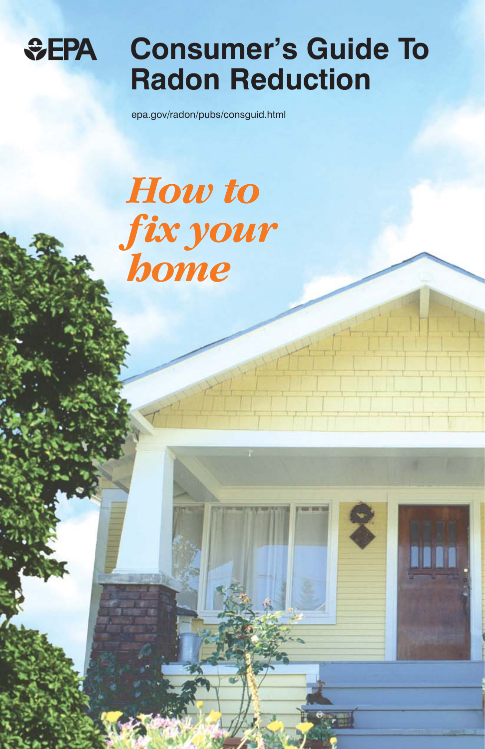EPA

# Consumer's Guide To Radon Reduction

epa.gov/radon/pubs/consguid.html

*How to fix your home*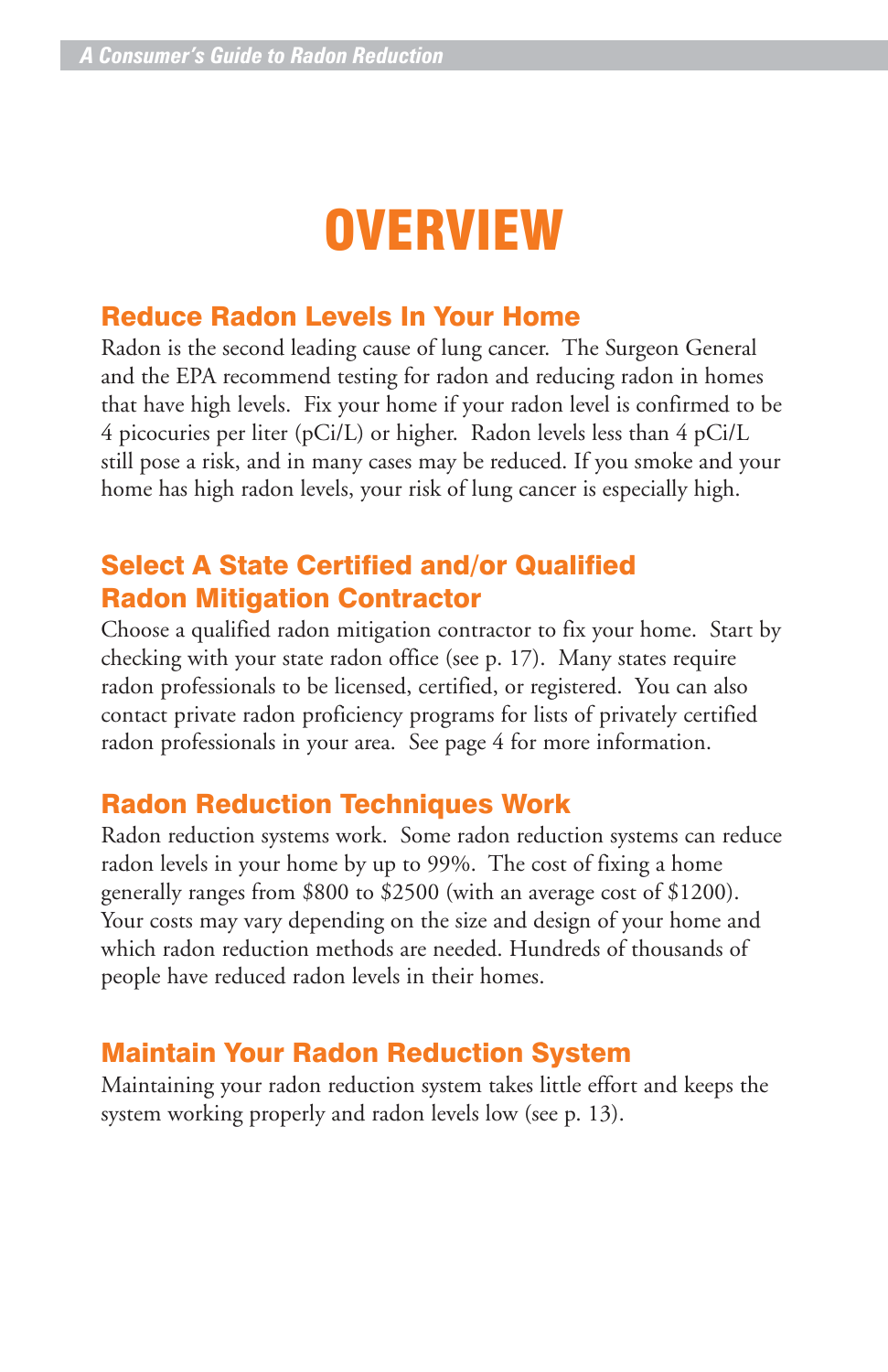# OVERVIEW

## Reduce Radon Levels In Your Home

Radon is the second leading cause of lung cancer. The Surgeon General and the EPA recommend testing for radon and reducing radon in homes that have high levels. Fix your home if your radon level is confirmed to be 4 picocuries per liter (pCi/L) or higher. Radon levels less than 4 pCi/L still pose a risk, and in many cases may be reduced. If you smoke and your home has high radon levels, your risk of lung cancer is especially high.

## Select A State Certified and/or Qualified Radon Mitigation Contractor

Choose a qualified radon mitigation contractor to fix your home. Start by checking with your state radon office (see p. 17). Many states require radon professionals to be licensed, certified, or registered. You can also contact private radon proficiency programs for lists of privately certified radon professionals in your area. See page 4 for more information.

## Radon Reduction Techniques Work

Radon reduction systems work. Some radon reduction systems can reduce radon levels in your home by up to 99%. The cost of fixing a home generally ranges from $800 to $2500 (with an average cost of $1200). Your costs may vary depending on the size and design of your home and which radon reduction methods are needed. Hundreds of thousands of people have reduced radon levels in their homes.

## Maintain Your Radon Reduction System

Maintaining your radon reduction system takes little effort and keeps the system working properly and radon levels low (see p. 13).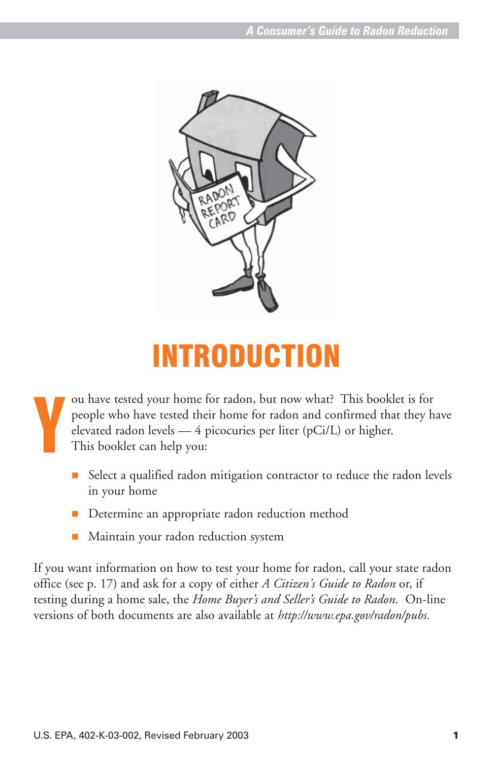# INTRODUCTION

You have tested your home for radon, but now what? This booklet is for people who have tested their home for radon and confirmed that they have elevated radon levels — 4 picocuries per liter (pCi/L) or higher. This booklet can help you:

- Select a qualified radon mitigation contractor to reduce the radon levels in your home
- Determine an appropriate radon reduction method
- Maintain your radon reduction system

If you want information on how to test your home for radon, call your state radon office (see p. 17) and ask for a copy of either *A Citizen's Guide to Radon* or, if testing during a home sale, the *Home Buyer's and Seller's Guide to Radon*. On-line versions of both documents are also available at *http://www.epa.gov/radon/pubs.*

U.S. EPA, 402-K-03-002, Revised February 2003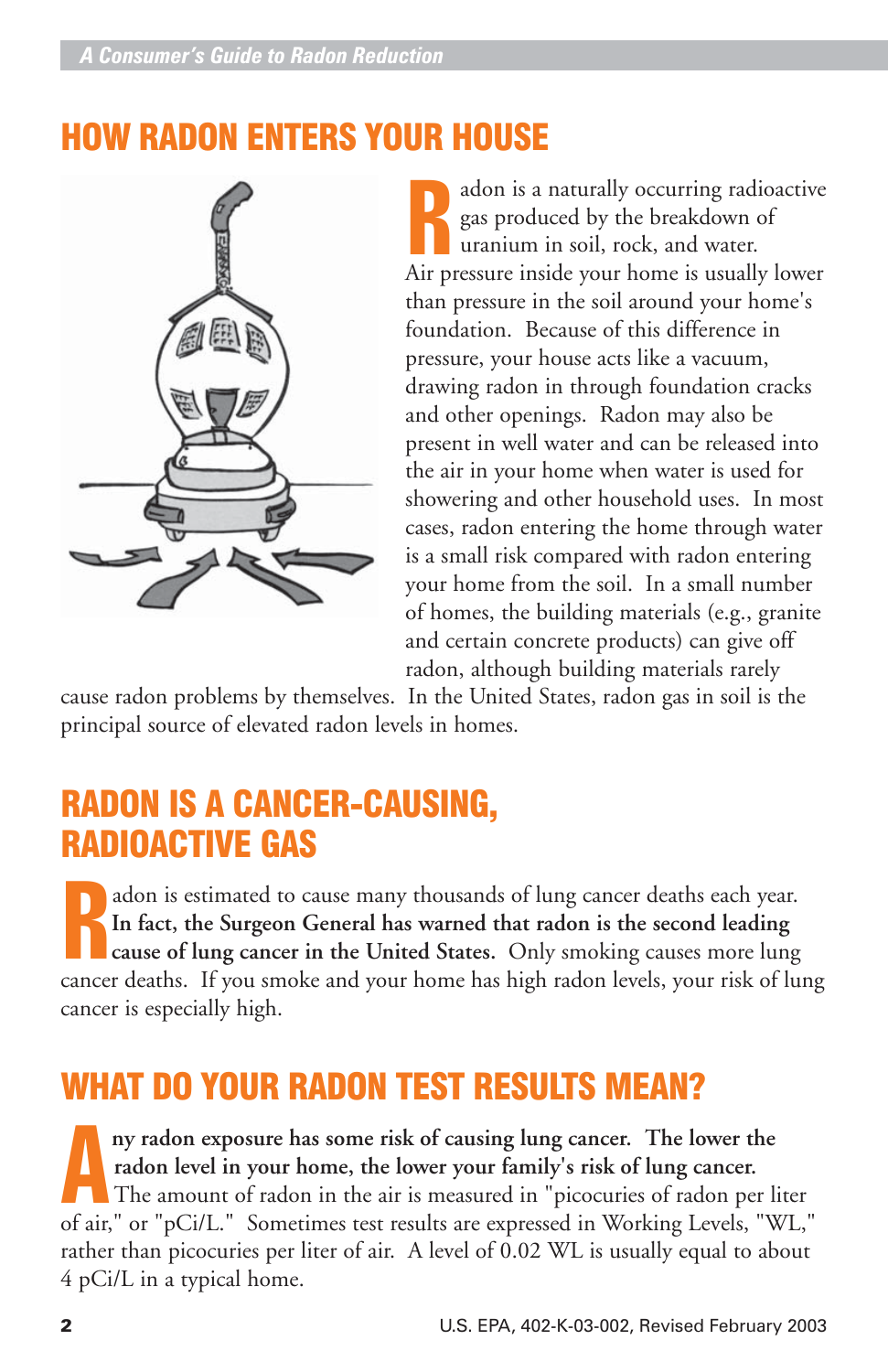## HOW RADON ENTERS YOUR HOUSE

Radon is a naturally occurring radioactive gas produced by the breakdown of uranium in soil, rock, and water. Air pressure inside your home is usually lower than pressure in the soil around your home's foundation. Because of this difference in pressure, your house acts like a vacuum, drawing radon in through foundation cracks and other openings. Radon may also be present in well water and can be released into the air in your home when water is used for showering and other household uses. In most cases, radon entering the home through water is a small risk compared with radon entering your home from the soil. In a small number of homes, the building materials (e.g., granite and certain concrete products) can give off radon, although building materials rarely cause radon problems by themselves. In the United States, radon gas in soil is the principal source of elevated radon levels in homes.

## RADON IS A CANCER-CAUSING, RADIOACTIVE GAS

Radon is estimated to cause many thousands of lung cancer deaths each year. **In fact, the Surgeon General has warned that radon is the second leading cause of lung cancer in the United States.** Only smoking causes more lung cancer deaths. If you smoke and your home has high radon levels, your risk of lung cancer is especially high.

## WHAT DO YOUR RADON TEST RESULTS MEAN?

**Any radon exposure has some risk of causing lung cancer. The lower the radon level in your home, the lower your family's risk of lung cancer.** The amount of radon in the air is measured in "picocuries of radon per liter of air," or "pCi/L." Sometimes test results are expressed in Working Levels, "WL," rather than picocuries per liter of air. A level of 0.02 WL is usually equal to about 4 pCi/L in a typical home.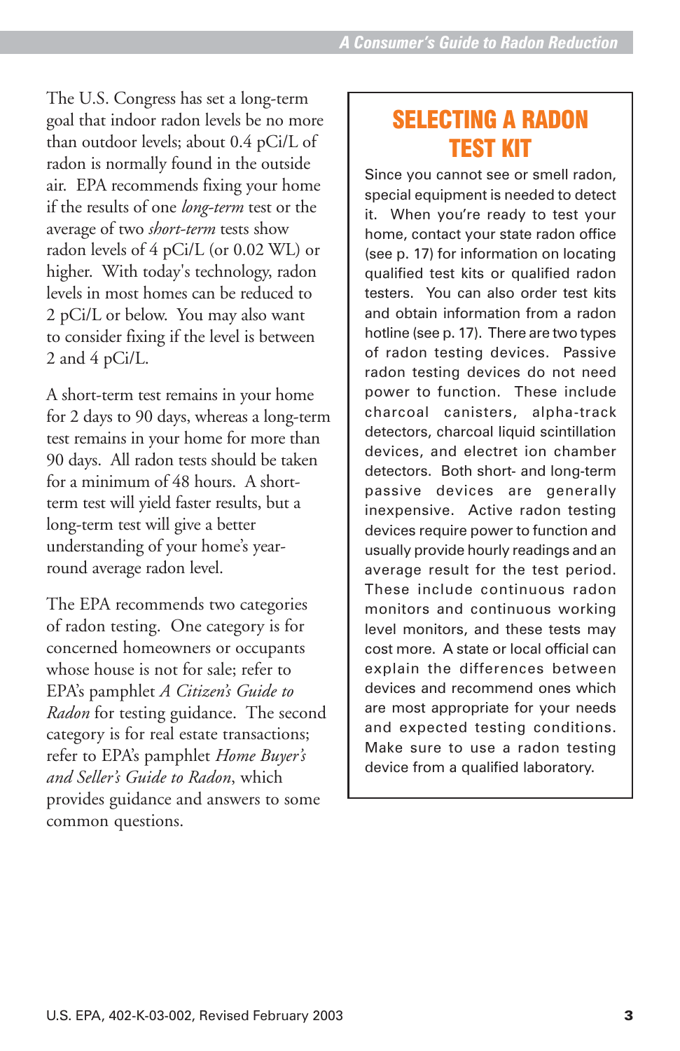The U.S. Congress has set a long-term goal that indoor radon levels be no more than outdoor levels; about 0.4 pCi/L of radon is normally found in the outside air. EPA recommends fixing your home if the results of one *long-term* test or the average of two *short-term* tests show radon levels of 4 pCi/L (or 0.02 WL) or higher. With today's technology, radon levels in most homes can be reduced to 2 pCi/L or below. You may also want to consider fixing if the level is between 2 and 4 pCi/L.

A short-term test remains in your home for 2 days to 90 days, whereas a long-term test remains in your home for more than 90 days. All radon tests should be taken for a minimum of 48 hours. A short-term test will yield faster results, but a long-term test will give a better understanding of your home's year-round average radon level.

The EPA recommends two categories of radon testing. One category is for concerned homeowners or occupants whose house is not for sale; refer to EPA's pamphlet *A Citizen's Guide to Radon* for testing guidance. The second category is for real estate transactions; refer to EPA's pamphlet *Home Buyer's and Seller's Guide to Radon*, which provides guidance and answers to some common questions.

## SELECTING A RADON TEST KIT

Since you cannot see or smell radon, special equipment is needed to detect it. When you're ready to test your home, contact your state radon office (see p. 17) for information on locating qualified test kits or qualified radon testers. You can also order test kits and obtain information from a radon hotline (see p. 17). There are two types of radon testing devices. Passive radon testing devices do not need power to function. These include charcoal canisters, alpha-track detectors, charcoal liquid scintillation devices, and electret ion chamber detectors. Both short- and long-term passive devices are generally inexpensive. Active radon testing devices require power to function and usually provide hourly readings and an average result for the test period. These include continuous radon monitors and continuous working level monitors, and these tests may cost more. A state or local official can explain the differences between devices and recommend ones which are most appropriate for your needs and expected testing conditions. Make sure to use a radon testing device from a qualified laboratory.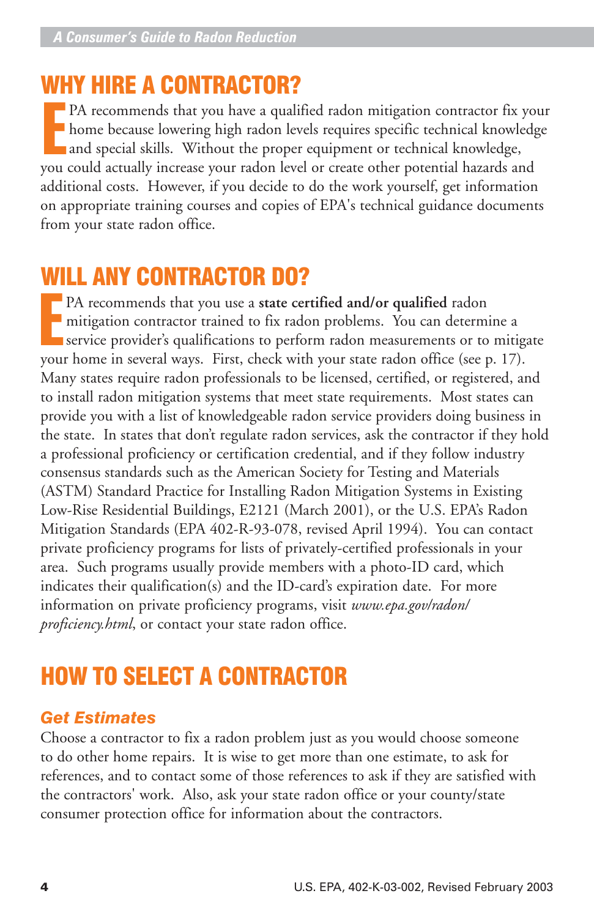## WHY HIRE A CONTRACTOR?

EPA recommends that you have a qualified radon mitigation contractor fix your home because lowering high radon levels requires specific technical knowledge and special skills. Without the proper equipment or technical knowledge, you could actually increase your radon level or create other potential hazards and additional costs. However, if you decide to do the work yourself, get information on appropriate training courses and copies of EPA's technical guidance documents from your state radon office.

## WILL ANY CONTRACTOR DO?

EPA recommends that you use a **state certified and/or qualified** radon mitigation contractor trained to fix radon problems. You can determine a service provider's qualifications to perform radon measurements or to mitigate your home in several ways. First, check with your state radon office (see p. 17). Many states require radon professionals to be licensed, certified, or registered, and to install radon mitigation systems that meet state requirements. Most states can provide you with a list of knowledgeable radon service providers doing business in the state. In states that don't regulate radon services, ask the contractor if they hold a professional proficiency or certification credential, and if they follow industry consensus standards such as the American Society for Testing and Materials (ASTM) Standard Practice for Installing Radon Mitigation Systems in Existing Low-Rise Residential Buildings, E2121 (March 2001), or the U.S. EPA's Radon Mitigation Standards (EPA 402-R-93-078, revised April 1994). You can contact private proficiency programs for lists of privately-certified professionals in your area. Such programs usually provide members with a photo-ID card, which indicates their qualification(s) and the ID-card's expiration date. For more information on private proficiency programs, visit *www.epa.gov/radon/proficiency.html*, or contact your state radon office.

## HOW TO SELECT A CONTRACTOR

### *Get Estimates*

Choose a contractor to fix a radon problem just as you would choose someone to do other home repairs. It is wise to get more than one estimate, to ask for references, and to contact some of those references to ask if they are satisfied with the contractors' work. Also, ask your state radon office or your county/state consumer protection office for information about the contractors.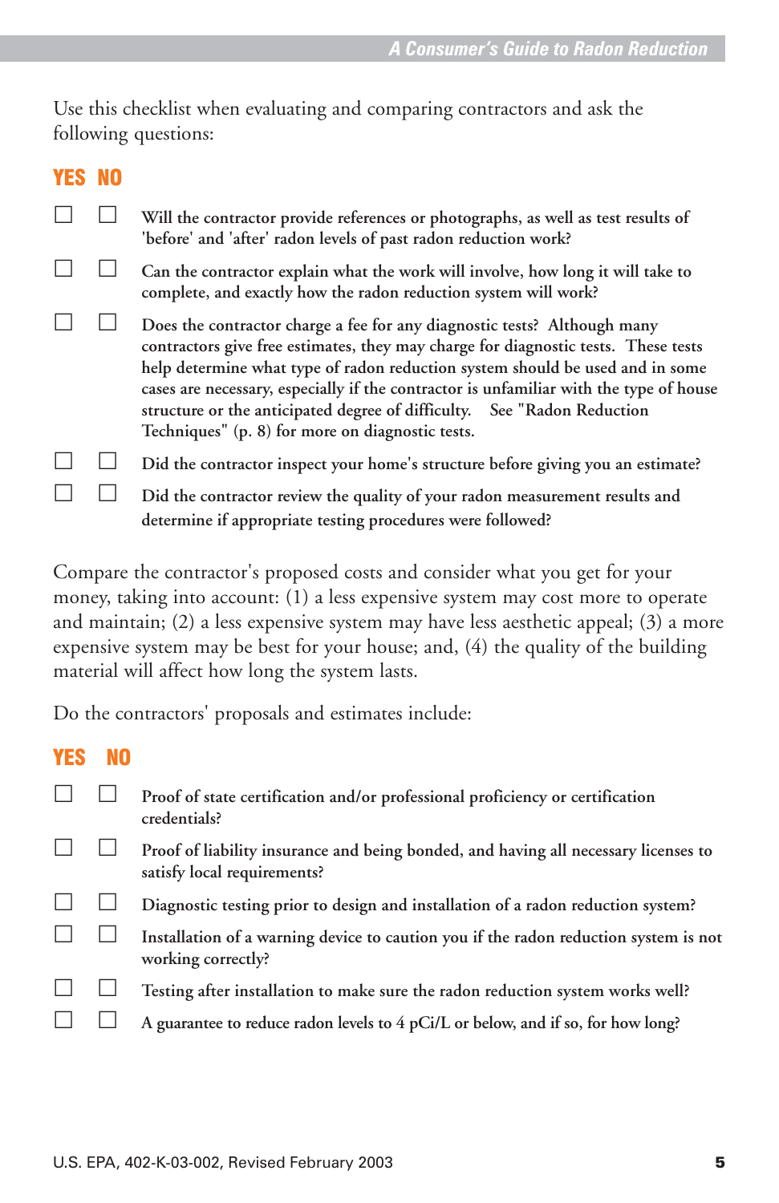Use this checklist when evaluating and comparing contractors and ask the following questions:

| YES | NO | |
|---|---|---|
| ☐ | ☐ | Will the contractor provide references or photographs, as well as test results of 'before' and 'after' radon levels of past radon reduction work? |
| ☐ | ☐ | Can the contractor explain what the work will involve, how long it will take to complete, and exactly how the radon reduction system will work? |
| ☐ | ☐ | Does the contractor charge a fee for any diagnostic tests? Although many contractors give free estimates, they may charge for diagnostic tests. These tests help determine what type of radon reduction system should be used and in some cases are necessary, especially if the contractor is unfamiliar with the type of house structure or the anticipated degree of difficulty. See "Radon Reduction Techniques" (p. 8) for more on diagnostic tests. |
| ☐ | ☐ | Did the contractor inspect your home's structure before giving you an estimate? |
| ☐ | ☐ | Did the contractor review the quality of your radon measurement results and determine if appropriate testing procedures were followed? |

Compare the contractor's proposed costs and consider what you get for your money, taking into account: (1) a less expensive system may cost more to operate and maintain; (2) a less expensive system may have less aesthetic appeal; (3) a more expensive system may be best for your house; and, (4) the quality of the building material will affect how long the system lasts.

Do the contractors' proposals and estimates include:

| YES | NO | |
|---|---|---|
| ☐ | ☐ | Proof of state certification and/or professional proficiency or certification credentials? |
| ☐ | ☐ | Proof of liability insurance and being bonded, and having all necessary licenses to satisfy local requirements? |
| ☐ | ☐ | Diagnostic testing prior to design and installation of a radon reduction system? |
| ☐ | ☐ | Installation of a warning device to caution you if the radon reduction system is not working correctly? |
| ☐ | ☐ | Testing after installation to make sure the radon reduction system works well? |
| ☐ | ☐ | A guarantee to reduce radon levels to 4 pCi/L or below, and if so, for how long? |

U.S. EPA, 402-K-03-002, Revised February 2003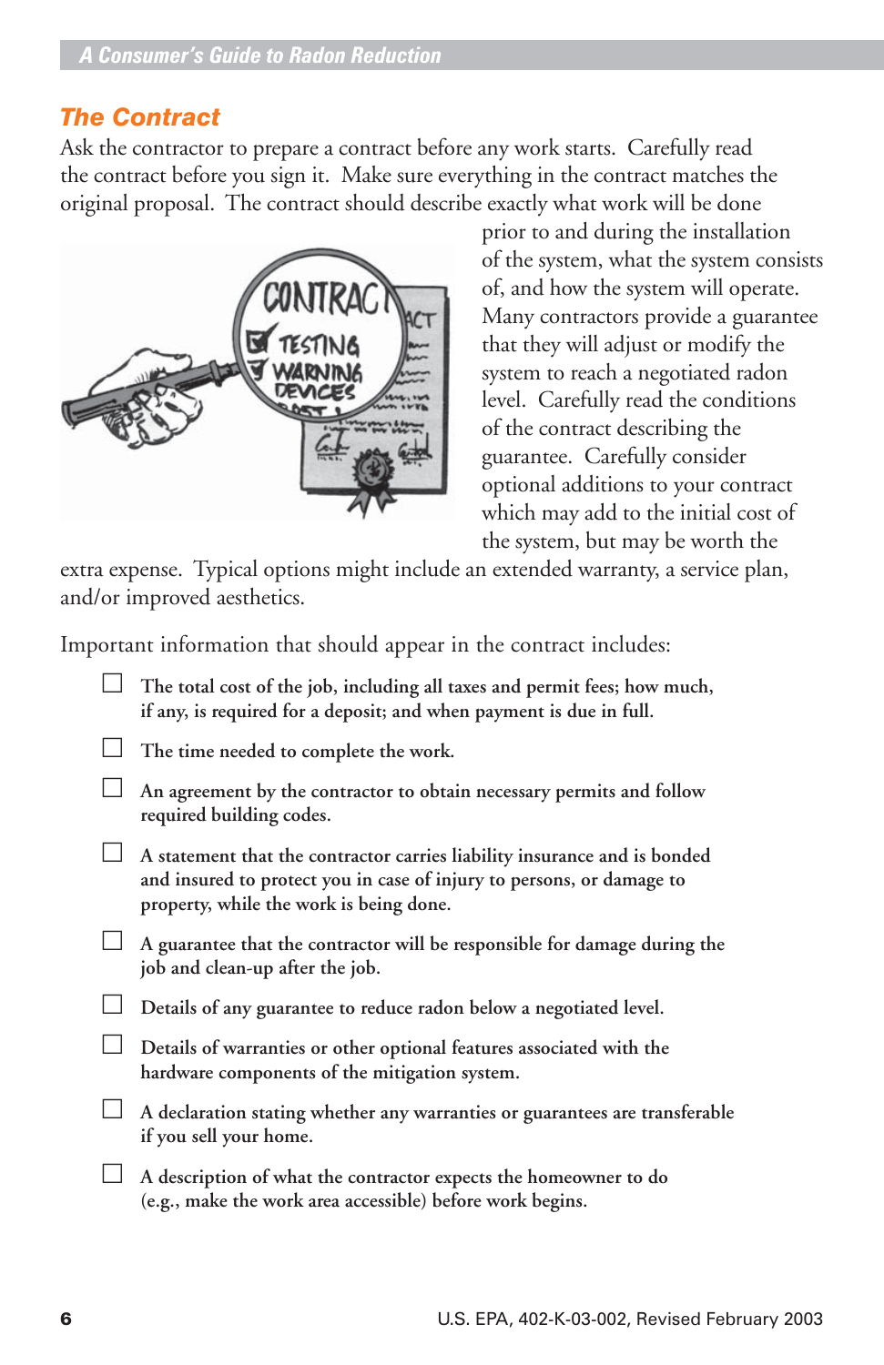## The Contract

Ask the contractor to prepare a contract before any work starts. Carefully read the contract before you sign it. Make sure everything in the contract matches the original proposal. The contract should describe exactly what work will be done prior to and during the installation of the system, what the system consists of, and how the system will operate. Many contractors provide a guarantee that they will adjust or modify the system to reach a negotiated radon level. Carefully read the conditions of the contract describing the guarantee. Carefully consider optional additions to your contract which may add to the initial cost of the system, but may be worth the extra expense. Typical options might include an extended warranty, a service plan, and/or improved aesthetics.

Important information that should appear in the contract includes:

- ☐ **The total cost of the job, including all taxes and permit fees; how much, if any, is required for a deposit; and when payment is due in full.**
- ☐ **The time needed to complete the work.**
- ☐ **An agreement by the contractor to obtain necessary permits and follow required building codes.**
- ☐ **A statement that the contractor carries liability insurance and is bonded and insured to protect you in case of injury to persons, or damage to property, while the work is being done.**
- ☐ **A guarantee that the contractor will be responsible for damage during the job and clean-up after the job.**
- ☐ **Details of any guarantee to reduce radon below a negotiated level.**
- ☐ **Details of warranties or other optional features associated with the hardware components of the mitigation system.**
- ☐ **A declaration stating whether any warranties or guarantees are transferable if you sell your home.**
- ☐ **A description of what the contractor expects the homeowner to do (e.g., make the work area accessible) before work begins.**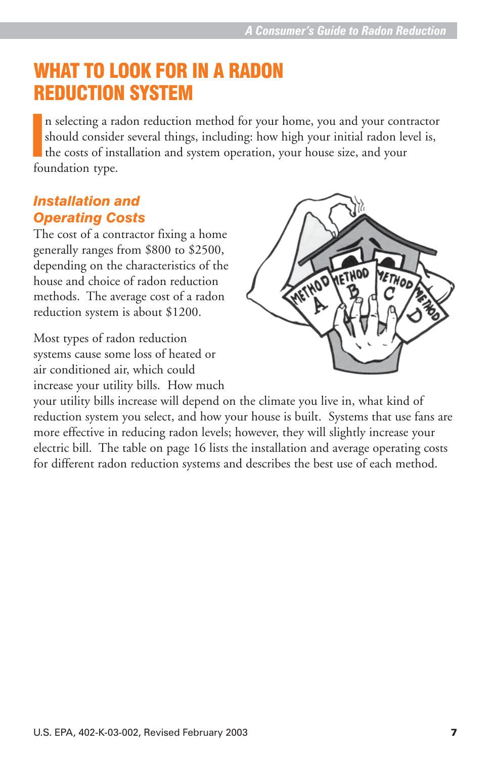# WHAT TO LOOK FOR IN A RADON REDUCTION SYSTEM

In selecting a radon reduction method for your home, you and your contractor should consider several things, including: how high your initial radon level is, the costs of installation and system operation, your house size, and your foundation type.

## *Installation and Operating Costs*

The cost of a contractor fixing a home generally ranges from $800 to $2500, depending on the characteristics of the house and choice of radon reduction methods. The average cost of a radon reduction system is about $1200.

Most types of radon reduction systems cause some loss of heated or air conditioned air, which could increase your utility bills. How much your utility bills increase will depend on the climate you live in, what kind of reduction system you select, and how your house is built. Systems that use fans are more effective in reducing radon levels; however, they will slightly increase your electric bill. The table on page 16 lists the installation and average operating costs for different radon reduction systems and describes the best use of each method.

U.S. EPA, 402-K-03-002, Revised February 2003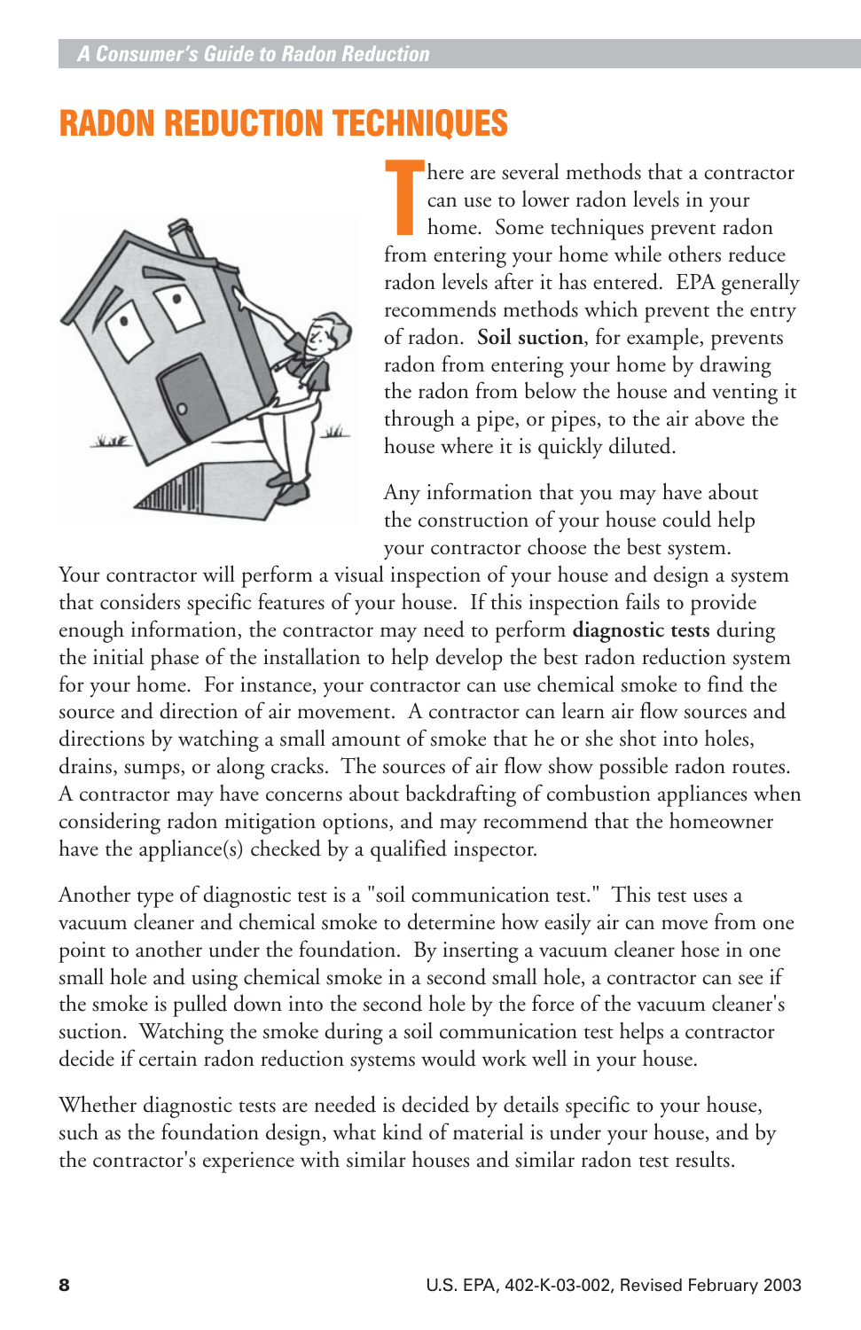# RADON REDUCTION TECHNIQUES

There are several methods that a contractor can use to lower radon levels in your home. Some techniques prevent radon from entering your home while others reduce radon levels after it has entered. EPA generally recommends methods which prevent the entry of radon. **Soil suction**, for example, prevents radon from entering your home by drawing the radon from below the house and venting it through a pipe, or pipes, to the air above the house where it is quickly diluted.

Any information that you may have about the construction of your house could help your contractor choose the best system. Your contractor will perform a visual inspection of your house and design a system that considers specific features of your house. If this inspection fails to provide enough information, the contractor may need to perform **diagnostic tests** during the initial phase of the installation to help develop the best radon reduction system for your home. For instance, your contractor can use chemical smoke to find the source and direction of air movement. A contractor can learn air flow sources and directions by watching a small amount of smoke that he or she shot into holes, drains, sumps, or along cracks. The sources of air flow show possible radon routes. A contractor may have concerns about backdrafting of combustion appliances when considering radon mitigation options, and may recommend that the homeowner have the appliance(s) checked by a qualified inspector.

Another type of diagnostic test is a "soil communication test." This test uses a vacuum cleaner and chemical smoke to determine how easily air can move from one point to another under the foundation. By inserting a vacuum cleaner hose in one small hole and using chemical smoke in a second small hole, a contractor can see if the smoke is pulled down into the second hole by the force of the vacuum cleaner's suction. Watching the smoke during a soil communication test helps a contractor decide if certain radon reduction systems would work well in your house.

Whether diagnostic tests are needed is decided by details specific to your house, such as the foundation design, what kind of material is under your house, and by the contractor's experience with similar houses and similar radon test results.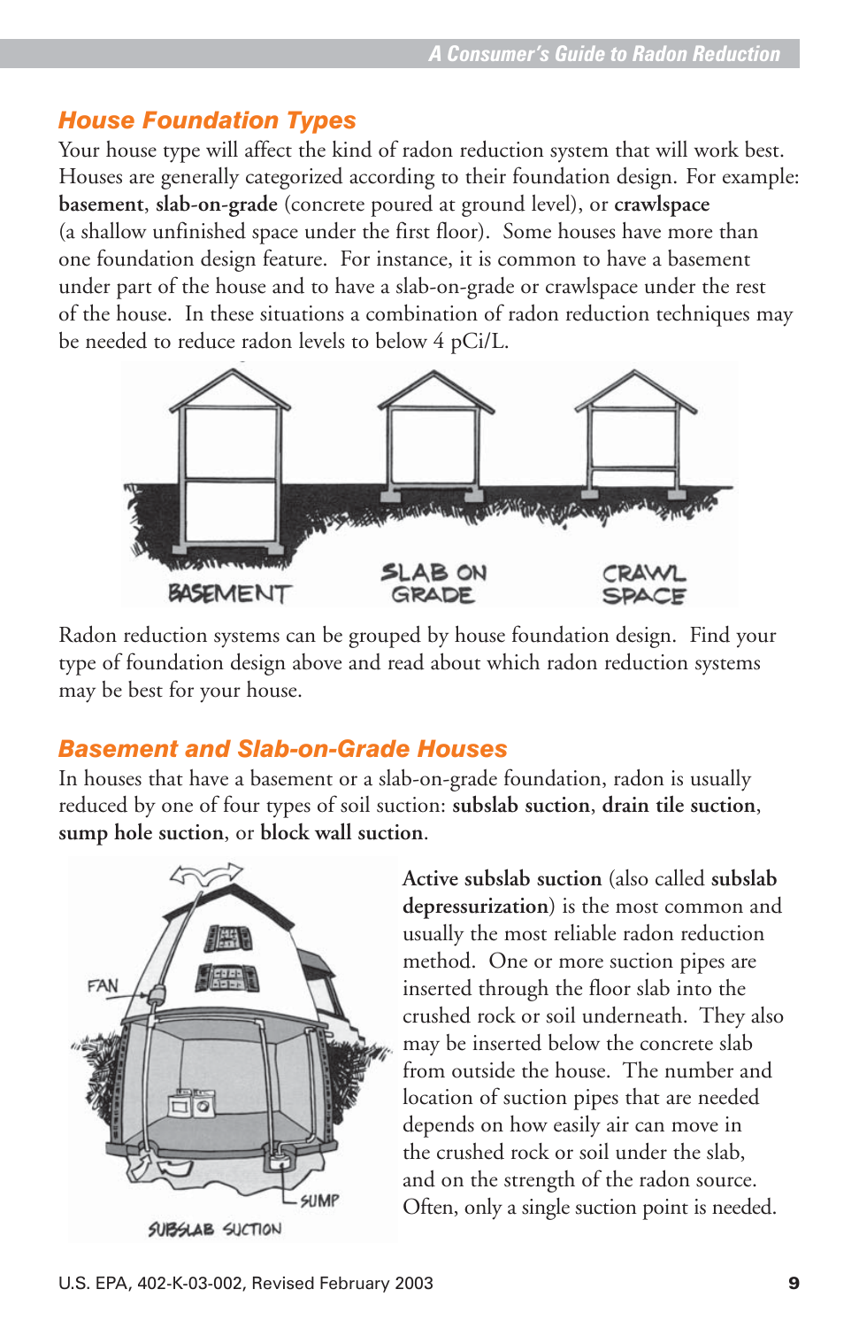## House Foundation Types

Your house type will affect the kind of radon reduction system that will work best. Houses are generally categorized according to their foundation design. For example: **basement**, **slab-on-grade** (concrete poured at ground level), or **crawlspace** (a shallow unfinished space under the first floor). Some houses have more than one foundation design feature. For instance, it is common to have a basement under part of the house and to have a slab-on-grade or crawlspace under the rest of the house. In these situations a combination of radon reduction techniques may be needed to reduce radon levels to below 4 pCi/L.

BASEMENT SLAB ON GRADE CRAWL SPACE

Radon reduction systems can be grouped by house foundation design. Find your type of foundation design above and read about which radon reduction systems may be best for your house.

## Basement and Slab-on-Grade Houses

In houses that have a basement or a slab-on-grade foundation, radon is usually reduced by one of four types of soil suction: **subslab suction**, **drain tile suction**, **sump hole suction**, or **block wall suction**.

FAN SUMP SUBSLAB SUCTION

**Active subslab suction** (also called **subslab depressurization**) is the most common and usually the most reliable radon reduction method. One or more suction pipes are inserted through the floor slab into the crushed rock or soil underneath. They also may be inserted below the concrete slab from outside the house. The number and location of suction pipes that are needed depends on how easily air can move in the crushed rock or soil under the slab, and on the strength of the radon source. Often, only a single suction point is needed.

U.S. EPA, 402-K-03-002, Revised February 2003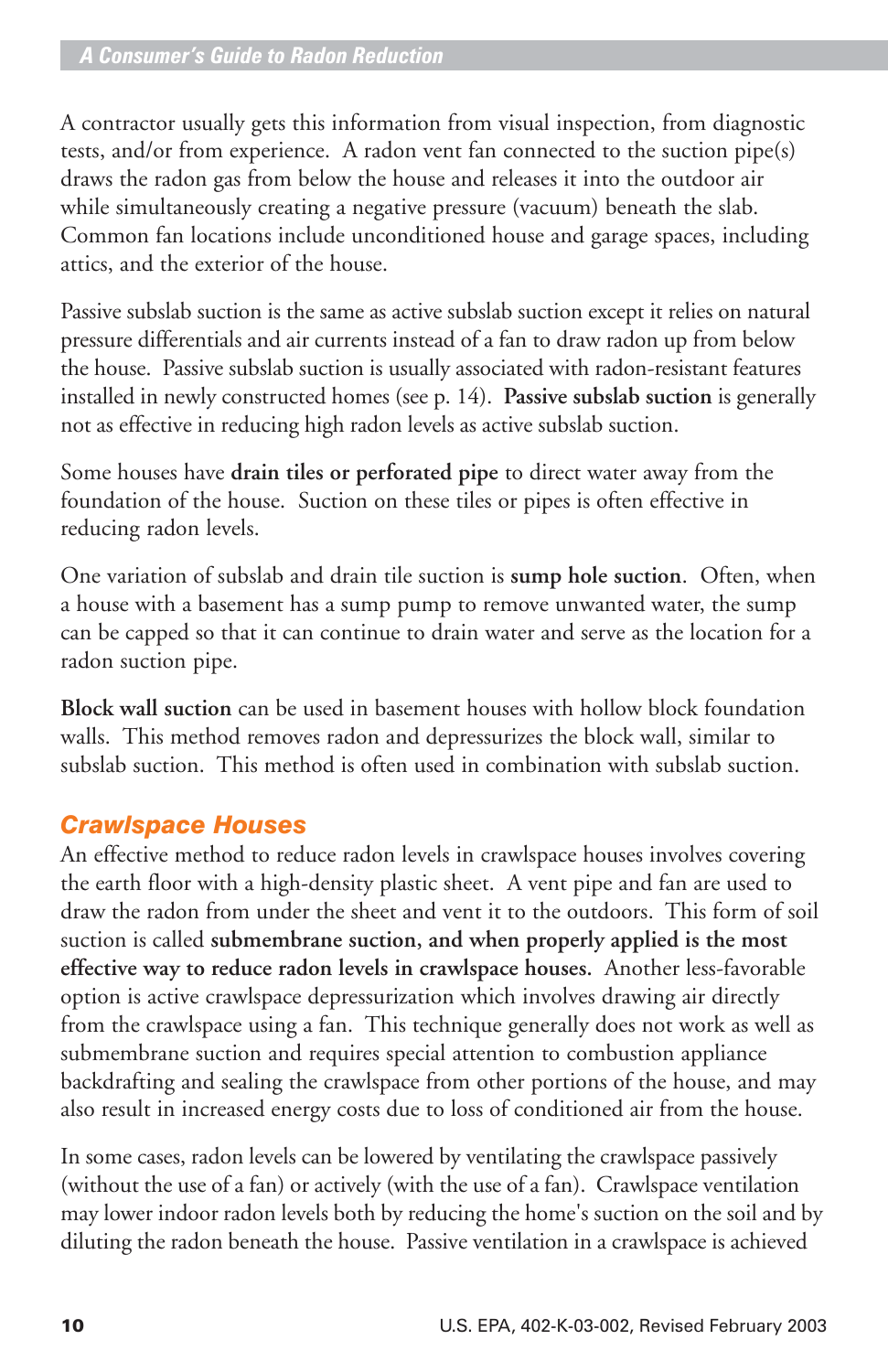A contractor usually gets this information from visual inspection, from diagnostic tests, and/or from experience. A radon vent fan connected to the suction pipe(s) draws the radon gas from below the house and releases it into the outdoor air while simultaneously creating a negative pressure (vacuum) beneath the slab. Common fan locations include unconditioned house and garage spaces, including attics, and the exterior of the house.

Passive subslab suction is the same as active subslab suction except it relies on natural pressure differentials and air currents instead of a fan to draw radon up from below the house. Passive subslab suction is usually associated with radon-resistant features installed in newly constructed homes (see p. 14). **Passive subslab suction** is generally not as effective in reducing high radon levels as active subslab suction.

Some houses have **drain tiles or perforated pipe** to direct water away from the foundation of the house. Suction on these tiles or pipes is often effective in reducing radon levels.

One variation of subslab and drain tile suction is **sump hole suction**. Often, when a house with a basement has a sump pump to remove unwanted water, the sump can be capped so that it can continue to drain water and serve as the location for a radon suction pipe.

**Block wall suction** can be used in basement houses with hollow block foundation walls. This method removes radon and depressurizes the block wall, similar to subslab suction. This method is often used in combination with subslab suction.

## Crawlspace Houses

An effective method to reduce radon levels in crawlspace houses involves covering the earth floor with a high-density plastic sheet. A vent pipe and fan are used to draw the radon from under the sheet and vent it to the outdoors. This form of soil suction is called **submembrane suction, and when properly applied is the most effective way to reduce radon levels in crawlspace houses.** Another less-favorable option is active crawlspace depressurization which involves drawing air directly from the crawlspace using a fan. This technique generally does not work as well as submembrane suction and requires special attention to combustion appliance backdrafting and sealing the crawlspace from other portions of the house, and may also result in increased energy costs due to loss of conditioned air from the house.

In some cases, radon levels can be lowered by ventilating the crawlspace passively (without the use of a fan) or actively (with the use of a fan). Crawlspace ventilation may lower indoor radon levels both by reducing the home's suction on the soil and by diluting the radon beneath the house. Passive ventilation in a crawlspace is achieved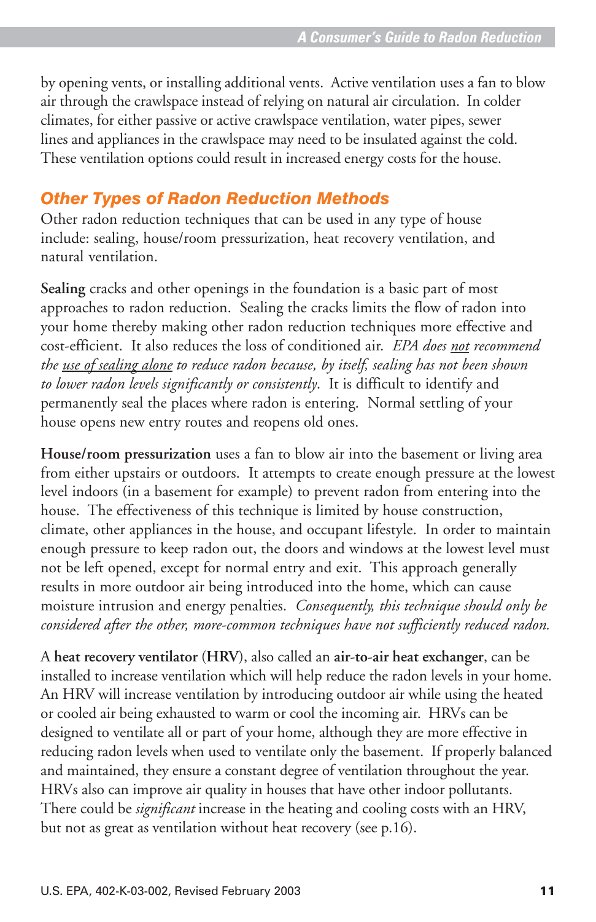by opening vents, or installing additional vents. Active ventilation uses a fan to blow air through the crawlspace instead of relying on natural air circulation. In colder climates, for either passive or active crawlspace ventilation, water pipes, sewer lines and appliances in the crawlspace may need to be insulated against the cold. These ventilation options could result in increased energy costs for the house.

## Other Types of Radon Reduction Methods

Other radon reduction techniques that can be used in any type of house include: sealing, house/room pressurization, heat recovery ventilation, and natural ventilation.

**Sealing** cracks and other openings in the foundation is a basic part of most approaches to radon reduction. Sealing the cracks limits the flow of radon into your home thereby making other radon reduction techniques more effective and cost-efficient. It also reduces the loss of conditioned air. *EPA does <u>not</u> recommend the <u>use of sealing alone</u> to reduce radon because, by itself, sealing has not been shown to lower radon levels significantly or consistently.* It is difficult to identify and permanently seal the places where radon is entering. Normal settling of your house opens new entry routes and reopens old ones.

**House/room pressurization** uses a fan to blow air into the basement or living area from either upstairs or outdoors. It attempts to create enough pressure at the lowest level indoors (in a basement for example) to prevent radon from entering into the house. The effectiveness of this technique is limited by house construction, climate, other appliances in the house, and occupant lifestyle. In order to maintain enough pressure to keep radon out, the doors and windows at the lowest level must not be left opened, except for normal entry and exit. This approach generally results in more outdoor air being introduced into the home, which can cause moisture intrusion and energy penalties. *Consequently, this technique should only be considered after the other, more-common techniques have not sufficiently reduced radon.*

A **heat recovery ventilator** (**HRV**), also called an **air-to-air heat exchanger**, can be installed to increase ventilation which will help reduce the radon levels in your home. An HRV will increase ventilation by introducing outdoor air while using the heated or cooled air being exhausted to warm or cool the incoming air. HRVs can be designed to ventilate all or part of your home, although they are more effective in reducing radon levels when used to ventilate only the basement. If properly balanced and maintained, they ensure a constant degree of ventilation throughout the year. HRVs also can improve air quality in houses that have other indoor pollutants. There could be *significant* increase in the heating and cooling costs with an HRV, but not as great as ventilation without heat recovery (see p.16).

U.S. EPA, 402-K-03-002, Revised February 2003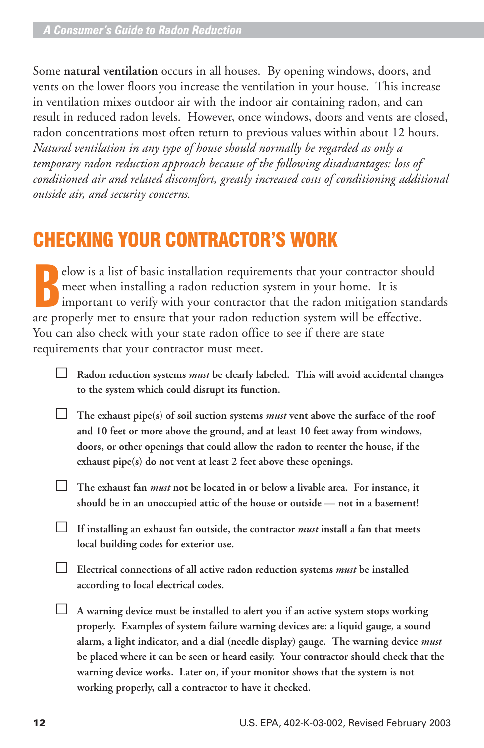Some **natural ventilation** occurs in all houses. By opening windows, doors, and vents on the lower floors you increase the ventilation in your house. This increase in ventilation mixes outdoor air with the indoor air containing radon, and can result in reduced radon levels. However, once windows, doors and vents are closed, radon concentrations most often return to previous values within about 12 hours. *Natural ventilation in any type of house should normally be regarded as only a temporary radon reduction approach because of the following disadvantages: loss of conditioned air and related discomfort, greatly increased costs of conditioning additional outside air, and security concerns.*

## CHECKING YOUR CONTRACTOR'S WORK

Below is a list of basic installation requirements that your contractor should meet when installing a radon reduction system in your home. It is important to verify with your contractor that the radon mitigation standards are properly met to ensure that your radon reduction system will be effective. You can also check with your state radon office to see if there are state requirements that your contractor must meet.

- ☐ **Radon reduction systems *must* be clearly labeled. This will avoid accidental changes to the system which could disrupt its function.**

- ☐ **The exhaust pipe(s) of soil suction systems *must* vent above the surface of the roof and 10 feet or more above the ground, and at least 10 feet away from windows, doors, or other openings that could allow the radon to reenter the house, if the exhaust pipe(s) do not vent at least 2 feet above these openings.**

- ☐ **The exhaust fan *must* not be located in or below a livable area. For instance, it should be in an unoccupied attic of the house or outside — not in a basement!**

- ☐ **If installing an exhaust fan outside, the contractor *must* install a fan that meets local building codes for exterior use.**

- ☐ **Electrical connections of all active radon reduction systems *must* be installed according to local electrical codes.**

- ☐ **A warning device must be installed to alert you if an active system stops working properly. Examples of system failure warning devices are: a liquid gauge, a sound alarm, a light indicator, and a dial (needle display) gauge. The warning device *must* be placed where it can be seen or heard easily. Your contractor should check that the warning device works. Later on, if your monitor shows that the system is not working properly, call a contractor to have it checked.**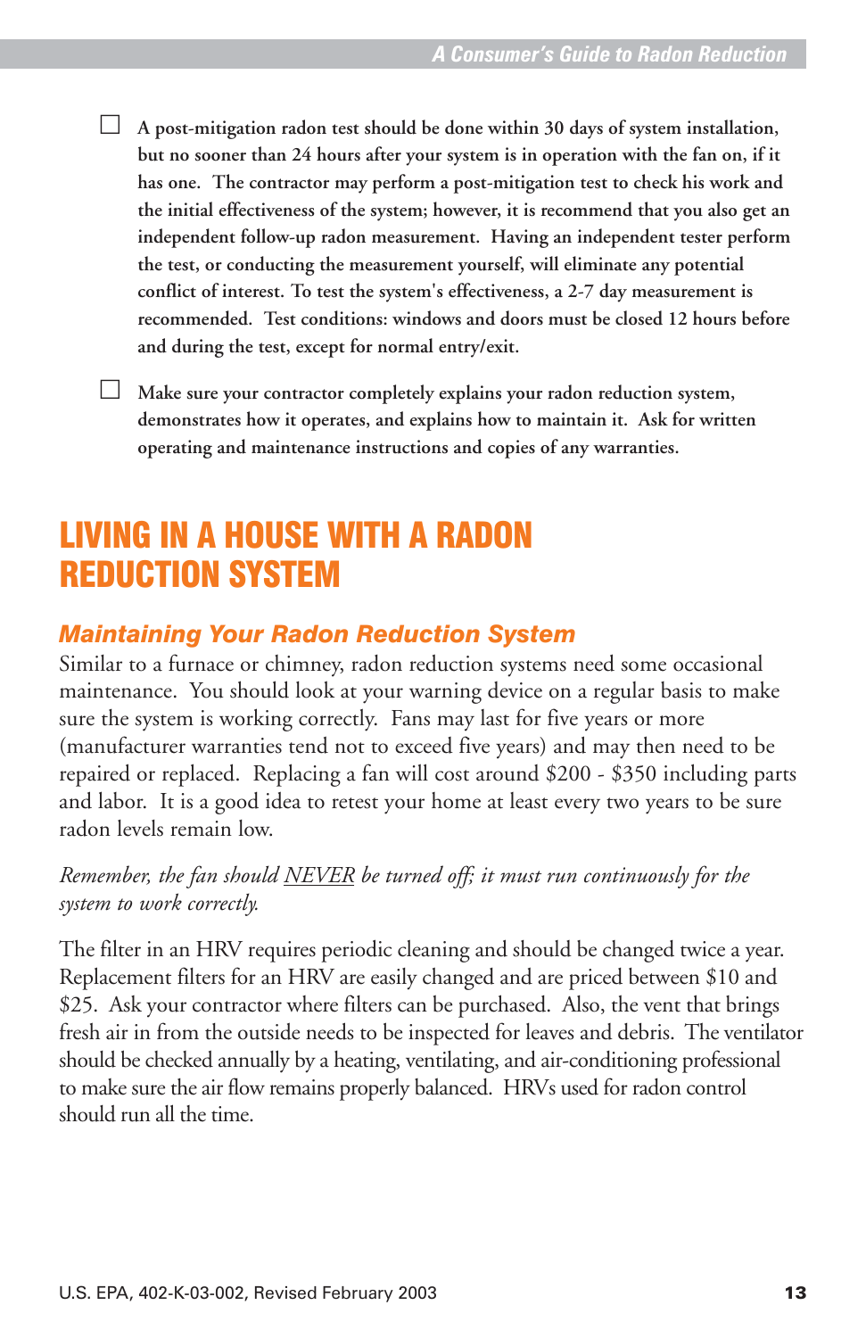- [ ] **A post-mitigation radon test should be done within 30 days of system installation, but no sooner than 24 hours after your system is in operation with the fan on, if it has one. The contractor may perform a post-mitigation test to check his work and the initial effectiveness of the system; however, it is recommend that you also get an independent follow-up radon measurement. Having an independent tester perform the test, or conducting the measurement yourself, will eliminate any potential conflict of interest. To test the system's effectiveness, a 2-7 day measurement is recommended. Test conditions: windows and doors must be closed 12 hours before and during the test, except for normal entry/exit.**

- [ ] **Make sure your contractor completely explains your radon reduction system, demonstrates how it operates, and explains how to maintain it. Ask for written operating and maintenance instructions and copies of any warranties.**

# LIVING IN A HOUSE WITH A RADON REDUCTION SYSTEM

## *Maintaining Your Radon Reduction System*

Similar to a furnace or chimney, radon reduction systems need some occasional maintenance. You should look at your warning device on a regular basis to make sure the system is working correctly. Fans may last for five years or more (manufacturer warranties tend not to exceed five years) and may then need to be repaired or replaced. Replacing a fan will cost around $200 - $350 including parts and labor. It is a good idea to retest your home at least every two years to be sure radon levels remain low.

*Remember, the fan should <u>NEVER</u> be turned off; it must run continuously for the system to work correctly.*

The filter in an HRV requires periodic cleaning and should be changed twice a year. Replacement filters for an HRV are easily changed and are priced between $10 and $25. Ask your contractor where filters can be purchased. Also, the vent that brings fresh air in from the outside needs to be inspected for leaves and debris. The ventilator should be checked annually by a heating, ventilating, and air-conditioning professional to make sure the air flow remains properly balanced. HRVs used for radon control should run all the time.

U.S. EPA, 402-K-03-002, Revised February 2003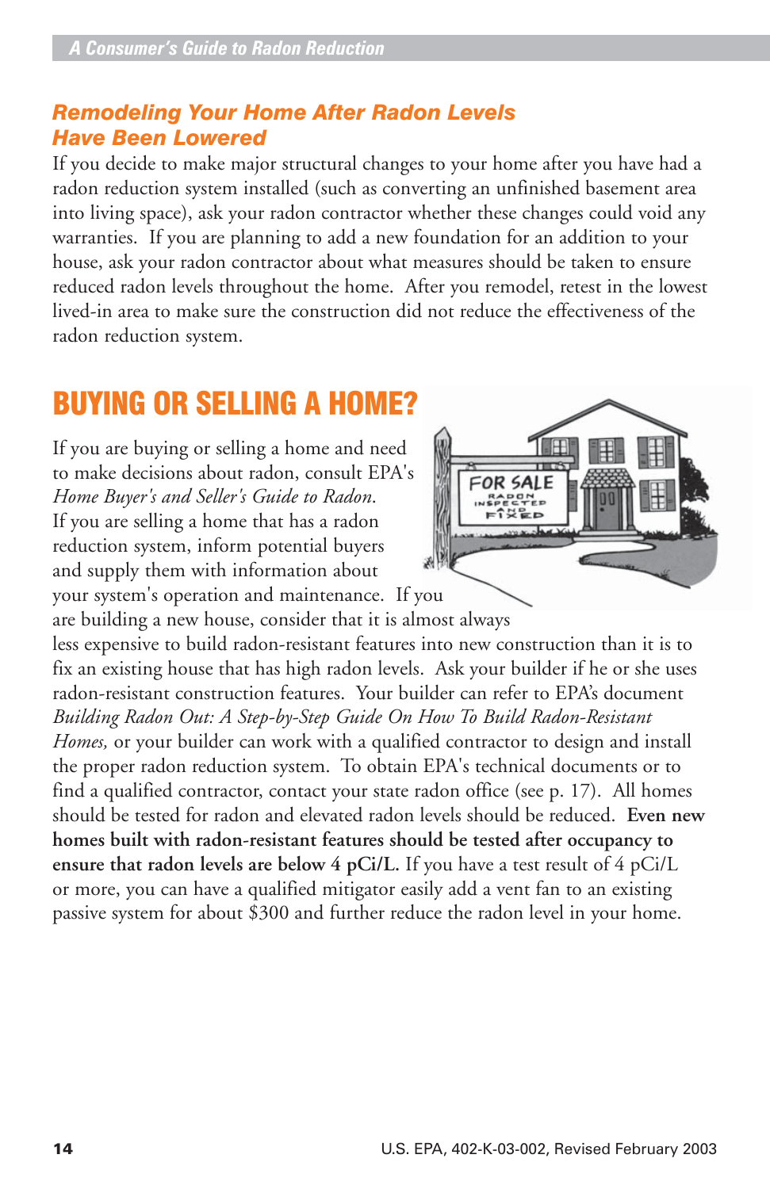## Remodeling Your Home After Radon Levels Have Been Lowered

If you decide to make major structural changes to your home after you have had a radon reduction system installed (such as converting an unfinished basement area into living space), ask your radon contractor whether these changes could void any warranties. If you are planning to add a new foundation for an addition to your house, ask your radon contractor about what measures should be taken to ensure reduced radon levels throughout the home. After you remodel, retest in the lowest lived-in area to make sure the construction did not reduce the effectiveness of the radon reduction system.

# BUYING OR SELLING A HOME?

If you are buying or selling a home and need to make decisions about radon, consult EPA's *Home Buyer's and Seller's Guide to Radon*. If you are selling a home that has a radon reduction system, inform potential buyers and supply them with information about your system's operation and maintenance. If you are building a new house, consider that it is almost always less expensive to build radon-resistant features into new construction than it is to fix an existing house that has high radon levels. Ask your builder if he or she uses radon-resistant construction features. Your builder can refer to EPA's document *Building Radon Out: A Step-by-Step Guide On How To Build Radon-Resistant Homes,* or your builder can work with a qualified contractor to design and install the proper radon reduction system. To obtain EPA's technical documents or to find a qualified contractor, contact your state radon office (see p. 17). All homes should be tested for radon and elevated radon levels should be reduced. **Even new homes built with radon-resistant features should be tested after occupancy to ensure that radon levels are below 4 pCi/L.** If you have a test result of 4 pCi/L or more, you can have a qualified mitigator easily add a vent fan to an existing passive system for about $300 and further reduce the radon level in your home.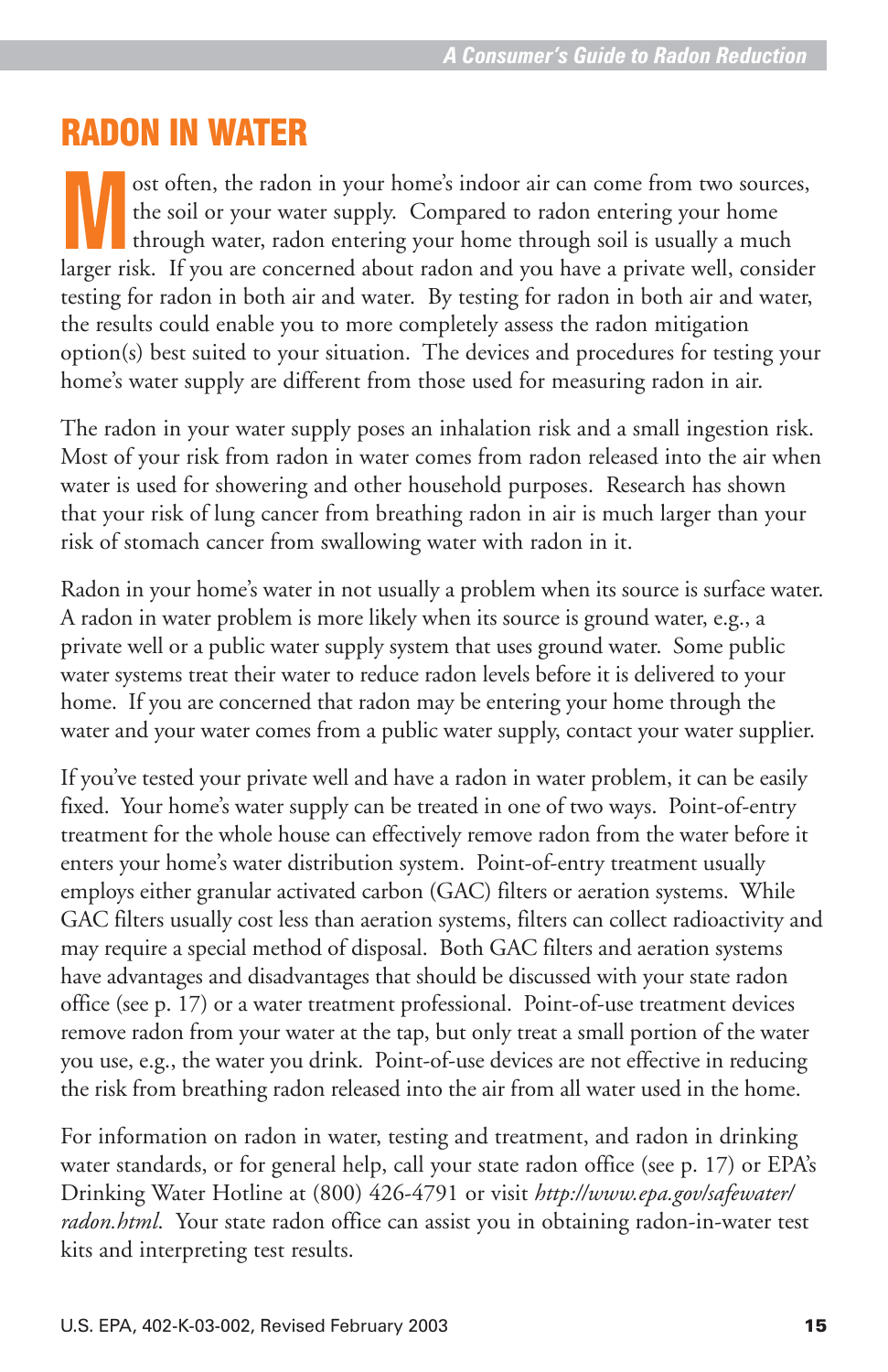# RADON IN WATER

Most often, the radon in your home's indoor air can come from two sources, the soil or your water supply. Compared to radon entering your home through water, radon entering your home through soil is usually a much larger risk. If you are concerned about radon and you have a private well, consider testing for radon in both air and water. By testing for radon in both air and water, the results could enable you to more completely assess the radon mitigation option(s) best suited to your situation. The devices and procedures for testing your home's water supply are different from those used for measuring radon in air.

The radon in your water supply poses an inhalation risk and a small ingestion risk. Most of your risk from radon in water comes from radon released into the air when water is used for showering and other household purposes. Research has shown that your risk of lung cancer from breathing radon in air is much larger than your risk of stomach cancer from swallowing water with radon in it.

Radon in your home's water in not usually a problem when its source is surface water. A radon in water problem is more likely when its source is ground water, e.g., a private well or a public water supply system that uses ground water. Some public water systems treat their water to reduce radon levels before it is delivered to your home. If you are concerned that radon may be entering your home through the water and your water comes from a public water supply, contact your water supplier.

If you've tested your private well and have a radon in water problem, it can be easily fixed. Your home's water supply can be treated in one of two ways. Point-of-entry treatment for the whole house can effectively remove radon from the water before it enters your home's water distribution system. Point-of-entry treatment usually employs either granular activated carbon (GAC) filters or aeration systems. While GAC filters usually cost less than aeration systems, filters can collect radioactivity and may require a special method of disposal. Both GAC filters and aeration systems have advantages and disadvantages that should be discussed with your state radon office (see p. 17) or a water treatment professional. Point-of-use treatment devices remove radon from your water at the tap, but only treat a small portion of the water you use, e.g., the water you drink. Point-of-use devices are not effective in reducing the risk from breathing radon released into the air from all water used in the home.

For information on radon in water, testing and treatment, and radon in drinking water standards, or for general help, call your state radon office (see p. 17) or EPA's Drinking Water Hotline at (800) 426-4791 or visit *http://www.epa.gov/safewater/radon.html*. Your state radon office can assist you in obtaining radon-in-water test kits and interpreting test results.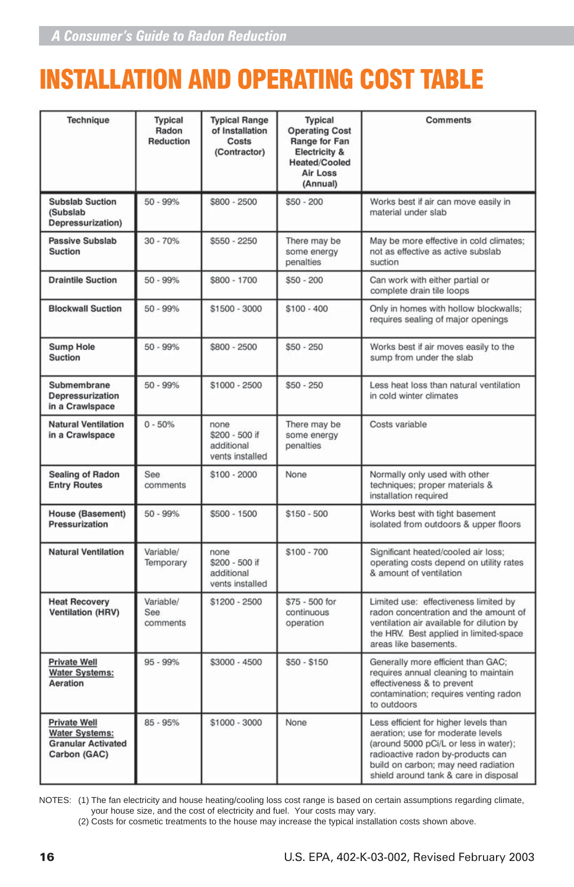# INSTALLATION AND OPERATING COST TABLE

| Technique | Typical Radon Reduction | Typical Range of Installation Costs (Contractor) | Typical Operating Cost Range for Fan Electricity & Heated/Cooled Air Loss (Annual) | Comments |
|---|---|---|---|---|
| **Subslab Suction (Subslab Depressurization)** | 50 - 99% | $800 - 2500 | $50 - 200 | Works best if air can move easily in material under slab |
| **Passive Subslab Suction** | 30 - 70% | $550 - 2250 | There may be some energy penalties | May be more effective in cold climates; not as effective as active subslab suction |
| **Draintile Suction** | 50 - 99% | $800 - 1700 | $50 - 200 | Can work with either partial or complete drain tile loops |
| **Blockwall Suction** | 50 - 99% | $1500 - 3000 | $100 - 400 | Only in homes with hollow blockwalls; requires sealing of major openings |
| **Sump Hole Suction** | 50 - 99% | $800 - 2500 | $50 - 250 | Works best if air moves easily to the sump from under the slab |
| **Submembrane Depressurization in a Crawlspace** | 50 - 99% | $1000 - 2500 | $50 - 250 | Less heat loss than natural ventilation in cold winter climates |
| **Natural Ventilation in a Crawlspace** | 0 - 50% | none<br>$200 - 500 if additional vents installed | There may be some energy penalties | Costs variable |
| **Sealing of Radon Entry Routes** | See comments | $100 - 2000 | None | Normally only used with other techniques; proper materials & installation required |
| **House (Basement) Pressurization** | 50 - 99% | $500 - 1500 | $150 - 500 | Works best with tight basement isolated from outdoors & upper floors |
| **Natural Ventilation** | Variable/ Temporary | none<br>$200 - 500 if additional vents installed | $100 - 700 | Significant heated/cooled air loss; operating costs depend on utility rates & amount of ventilation |
| **Heat Recovery Ventilation (HRV)** | Variable/ See comments | $1200 - 2500 | $75 - 500 for continuous operation | Limited use: effectiveness limited by radon concentration and the amount of ventilation air available for dilution by the HRV. Best applied in limited-space areas like basements. |
| **<u>Private Well Water Systems:</u> Aeration** | 95 - 99% | $3000 - 4500 | $50 - $150 | Generally more efficient than GAC; requires annual cleaning to maintain effectiveness & to prevent contamination; requires venting radon to outdoors |
| **<u>Private Well Water Systems:</u> Granular Activated Carbon (GAC)** | 85 - 95% | $1000 - 3000 | None | Less efficient for higher levels than aeration; use for moderate levels (around 5000 pCi/L or less in water); radioactive radon by-products can build on carbon; may need radiation shield around tank & care in disposal |

NOTES: (1) The fan electricity and house heating/cooling loss cost range is based on certain assumptions regarding climate, your house size, and the cost of electricity and fuel. Your costs may vary.
(2) Costs for cosmetic treatments to the house may increase the typical installation costs shown above.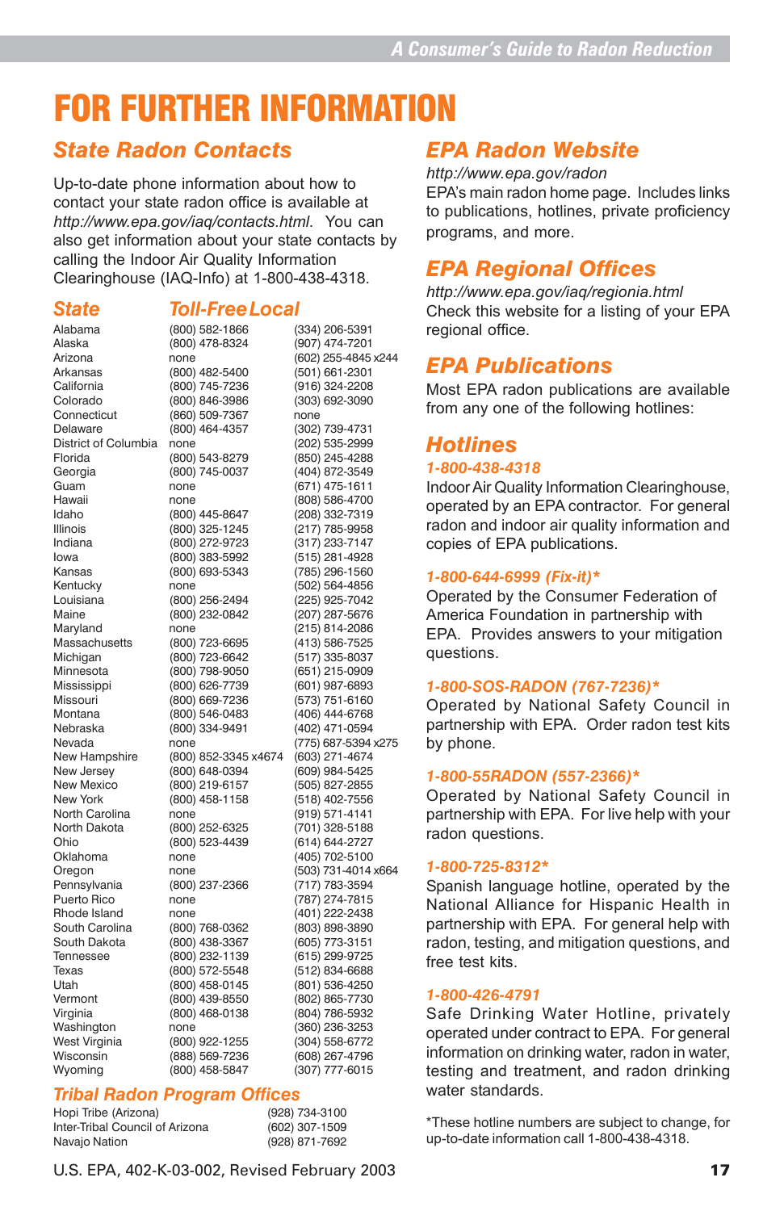// Unique headings and table-like structures reconstructed faithfully; no images detected.
# FOR FURTHER INFORMATION

## State Radon Contacts

Up-to-date phone information about how to contact your state radon office is available at *http://www.epa.gov/iaq/contacts.html*. You can also get information about your state contacts by calling the Indoor Air Quality Information Clearinghouse (IAQ-Info) at 1-800-438-4318.

| State | Toll-Free | Local |
|---|---|---|
| Alabama | (800) 582-1866 | (334) 206-5391 |
| Alaska | (800) 478-8324 | (907) 474-7201 |
| Arizona | none | (602) 255-4845 x244 |
| Arkansas | (800) 482-5400 | (501) 661-2301 |
| California | (800) 745-7236 | (916) 324-2208 |
| Colorado | (800) 846-3986 | (303) 692-3090 |
| Connecticut | (860) 509-7367 | none |
| Delaware | (800) 464-4357 | (302) 739-4731 |
| District of Columbia | none | (202) 535-2999 |
| Florida | (800) 543-8279 | (850) 245-4288 |
| Georgia | (800) 745-0037 | (404) 872-3549 |
| Guam | none | (671) 475-1611 |
| Hawaii | none | (808) 586-4700 |
| Idaho | (800) 445-8647 | (208) 332-7319 |
| Illinois | (800) 325-1245 | (217) 785-9958 |
| Indiana | (800) 272-9723 | (317) 233-7147 |
| Iowa | (800) 383-5992 | (515) 281-4928 |
| Kansas | (800) 693-5343 | (785) 296-1560 |
| Kentucky | none | (502) 564-4856 |
| Louisiana | (800) 256-2494 | (225) 925-7042 |
| Maine | (800) 232-0842 | (207) 287-5676 |
| Maryland | none | (215) 814-2086 |
| Massachusetts | (800) 723-6695 | (413) 586-7525 |
| Michigan | (800) 723-6642 | (517) 335-8037 |
| Minnesota | (800) 798-9050 | (651) 215-0909 |
| Mississippi | (800) 626-7739 | (601) 987-6893 |
| Missouri | (800) 669-7236 | (573) 751-6160 |
| Montana | (800) 546-0483 | (406) 444-6768 |
| Nebraska | (800) 334-9491 | (402) 471-0594 |
| Nevada | none | (775) 687-5394 x275 |
| New Hampshire | (800) 852-3345 x4674 | (603) 271-4674 |
| New Jersey | (800) 648-0394 | (609) 984-5425 |
| New Mexico | (800) 219-6157 | (505) 827-2855 |
| New York | (800) 458-1158 | (518) 402-7556 |
| North Carolina | none | (919) 571-4141 |
| North Dakota | (800) 252-6325 | (701) 328-5188 |
| Ohio | (800) 523-4439 | (614) 644-2727 |
| Oklahoma | none | (405) 702-5100 |
| Oregon | none | (503) 731-4014 x664 |
| Pennsylvania | (800) 237-2366 | (717) 783-3594 |
| Puerto Rico | none | (787) 274-7815 |
| Rhode Island | none | (401) 222-2438 |
| South Carolina | (800) 768-0362 | (803) 898-3890 |
| South Dakota | (800) 438-3367 | (605) 773-3151 |
| Tennessee | (800) 232-1139 | (615) 299-9725 |
| Texas | (800) 572-5548 | (512) 834-6688 |
| Utah | (800) 458-0145 | (801) 536-4250 |
| Vermont | (800) 439-8550 | (802) 865-7730 |
| Virginia | (800) 468-0138 | (804) 786-5932 |
| Washington | none | (360) 236-3253 |
| West Virginia | (800) 922-1255 | (304) 558-6772 |
| Wisconsin | (888) 569-7236 | (608) 267-4796 |
| Wyoming | (800) 458-5847 | (307) 777-6015 |

## Tribal Radon Program Offices

| | |
|---|---|
| Hopi Tribe (Arizona) | (928) 734-3100 |
| Inter-Tribal Council of Arizona | (602) 307-1509 |
| Navajo Nation | (928) 871-7692 |

## EPA Radon Website

*http://www.epa.gov/radon*

EPA's main radon home page. Includes links to publications, hotlines, private proficiency programs, and more.

## EPA Regional Offices

*http://www.epa.gov/iaq/regionia.html*

Check this website for a listing of your EPA regional office.

## EPA Publications

Most EPA radon publications are available from any one of the following hotlines:

## Hotlines

### 1-800-438-4318

Indoor Air Quality Information Clearinghouse, operated by an EPA contractor. For general radon and indoor air quality information and copies of EPA publications.

### 1-800-644-6999 (Fix-it)*

Operated by the Consumer Federation of America Foundation in partnership with EPA. Provides answers to your mitigation questions.

### 1-800-SOS-RADON (767-7236)*

Operated by National Safety Council in partnership with EPA. Order radon test kits by phone.

### 1-800-55RADON (557-2366)*

Operated by National Safety Council in partnership with EPA. For live help with your radon questions.

### 1-800-725-8312*

Spanish language hotline, operated by the National Alliance for Hispanic Health in partnership with EPA. For general help with radon, testing, and mitigation questions, and free test kits.

### 1-800-426-4791

Safe Drinking Water Hotline, privately operated under contract to EPA. For general information on drinking water, radon in water, testing and treatment, and radon drinking water standards.

*These hotline numbers are subject to change, for up-to-date information call 1-800-438-4318.

U.S. EPA, 402-K-03-002, Revised February 2003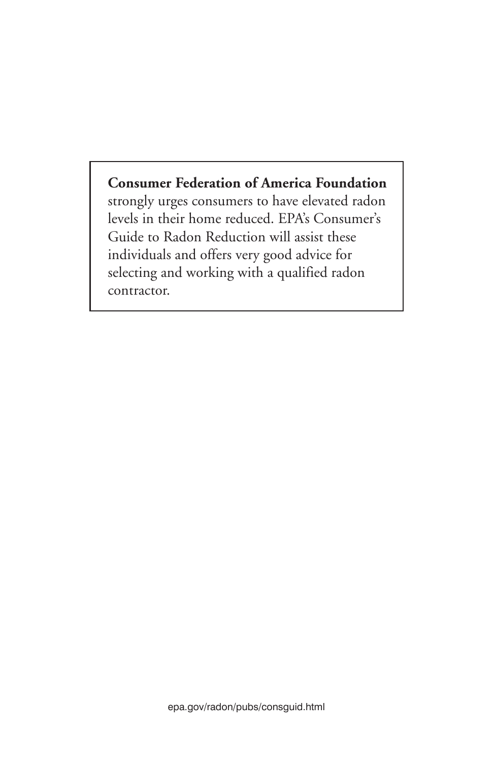**Consumer Federation of America Foundation** strongly urges consumers to have elevated radon levels in their home reduced. EPA's Consumer's Guide to Radon Reduction will assist these individuals and offers very good advice for selecting and working with a qualified radon contractor.

epa.gov/radon/pubs/consguid.html